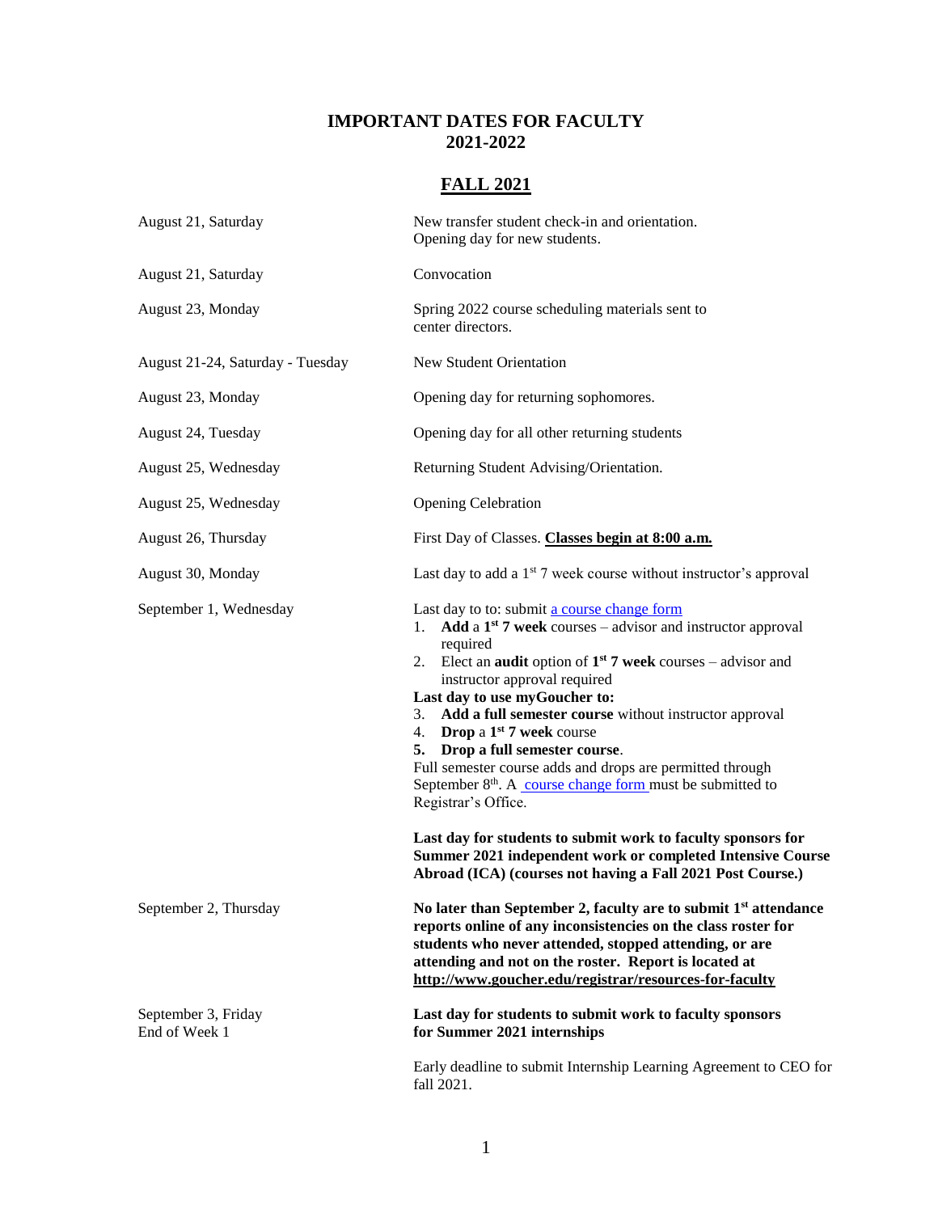# IMPORTANT DATES FOR FACULTY 2021-2022

## FALL 2021

| | |
|---|---|
| August 21, Saturday | New transfer student check-in and orientation. Opening day for new students. |
| August 21, Saturday | Convocation |
| August 23, Monday | Spring 2022 course scheduling materials sent to center directors. |
| August 21-24, Saturday - Tuesday | New Student Orientation |
| August 23, Monday | Opening day for returning sophomores. |
| August 24, Tuesday | Opening day for all other returning students |
| August 25, Wednesday | Returning Student Advising/Orientation. |
| August 25, Wednesday | Opening Celebration |
| August 26, Thursday | First Day of Classes. **Classes begin at 8:00 a.m.** |
| August 30, Monday | Last day to add a 1st 7 week course without instructor's approval |
| September 1, Wednesday | Last day to to: submit a course change form<br>1. **Add** a **1st 7 week** courses – advisor and instructor approval required<br>2. Elect an **audit** option of **1st 7 week** courses – advisor and instructor approval required<br>**Last day to use myGoucher to:**<br>3. **Add a full semester course** without instructor approval<br>4. **Drop** a **1st 7 week** course<br>5. **Drop a full semester course**.<br>Full semester course adds and drops are permitted through September 8th. A course change form must be submitted to Registrar's Office.<br><br>**Last day for students to submit work to faculty sponsors for Summer 2021 independent work or completed Intensive Course Abroad (ICA) (courses not having a Fall 2021 Post Course.)** |
| September 2, Thursday | **No later than September 2, faculty are to submit 1st attendance reports online of any inconsistencies on the class roster for students who never attended, stopped attending, or are attending and not on the roster. Report is located at http://www.goucher.edu/registrar/resources-for-faculty** |
| September 3, Friday<br>End of Week 1 | **Last day for students to submit work to faculty sponsors for Summer 2021 internships**<br><br>Early deadline to submit Internship Learning Agreement to CEO for fall 2021. |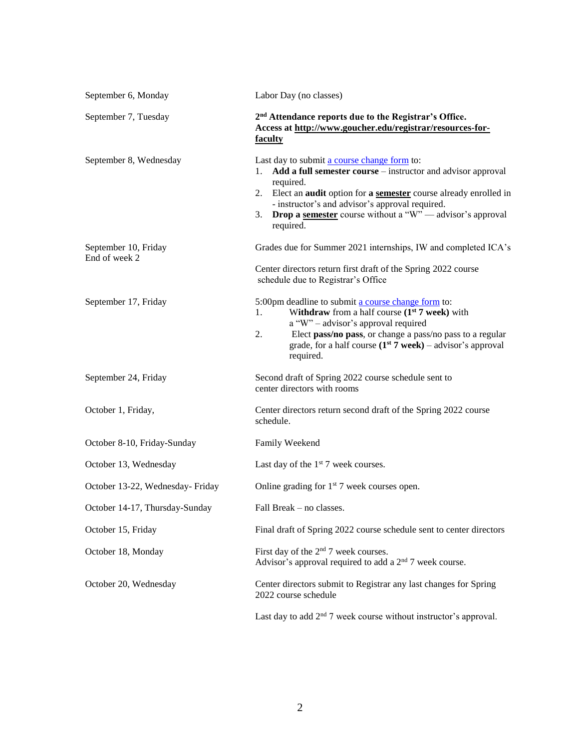| | |
|---|---|
| September 6, Monday | Labor Day (no classes) |
| September 7, Tuesday | **2nd Attendance reports due to the Registrar's Office. Access at <u>http://www.goucher.edu/registrar/resources-for-faculty</u>** |
| September 8, Wednesday | Last day to submit a course change form to:<br>1. **Add a full semester course** – instructor and advisor approval required.<br>2. Elect an **audit** option for **a <u>semester</u>** course already enrolled in - instructor's and advisor's approval required.<br>3. **Drop a <u>semester</u>** course without a "W" — advisor's approval required. |
| September 10, Friday<br>End of week 2 | Grades due for Summer 2021 internships, IW and completed ICA's<br><br>Center directors return first draft of the Spring 2022 course schedule due to Registrar's Office |
| September 17, Friday | 5:00pm deadline to submit a course change form to:<br>1. W**ithdraw** from a half course **(1st 7 week)** with a "W" – advisor's approval required<br>2. Elect **pass/no pass**, or change a pass/no pass to a regular grade, for a half course **(1st 7 week)** – advisor's approval required. |
| September 24, Friday | Second draft of Spring 2022 course schedule sent to center directors with rooms |
| October 1, Friday, | Center directors return second draft of the Spring 2022 course schedule. |
| October 8-10, Friday-Sunday | Family Weekend |
| October 13, Wednesday | Last day of the 1st 7 week courses. |
| October 13-22, Wednesday- Friday | Online grading for 1st 7 week courses open. |
| October 14-17, Thursday-Sunday | Fall Break – no classes. |
| October 15, Friday | Final draft of Spring 2022 course schedule sent to center directors |
| October 18, Monday | First day of the 2nd 7 week courses.<br>Advisor's approval required to add a 2nd 7 week course. |
| October 20, Wednesday | Center directors submit to Registrar any last changes for Spring 2022 course schedule<br><br>Last day to add 2nd 7 week course without instructor's approval. |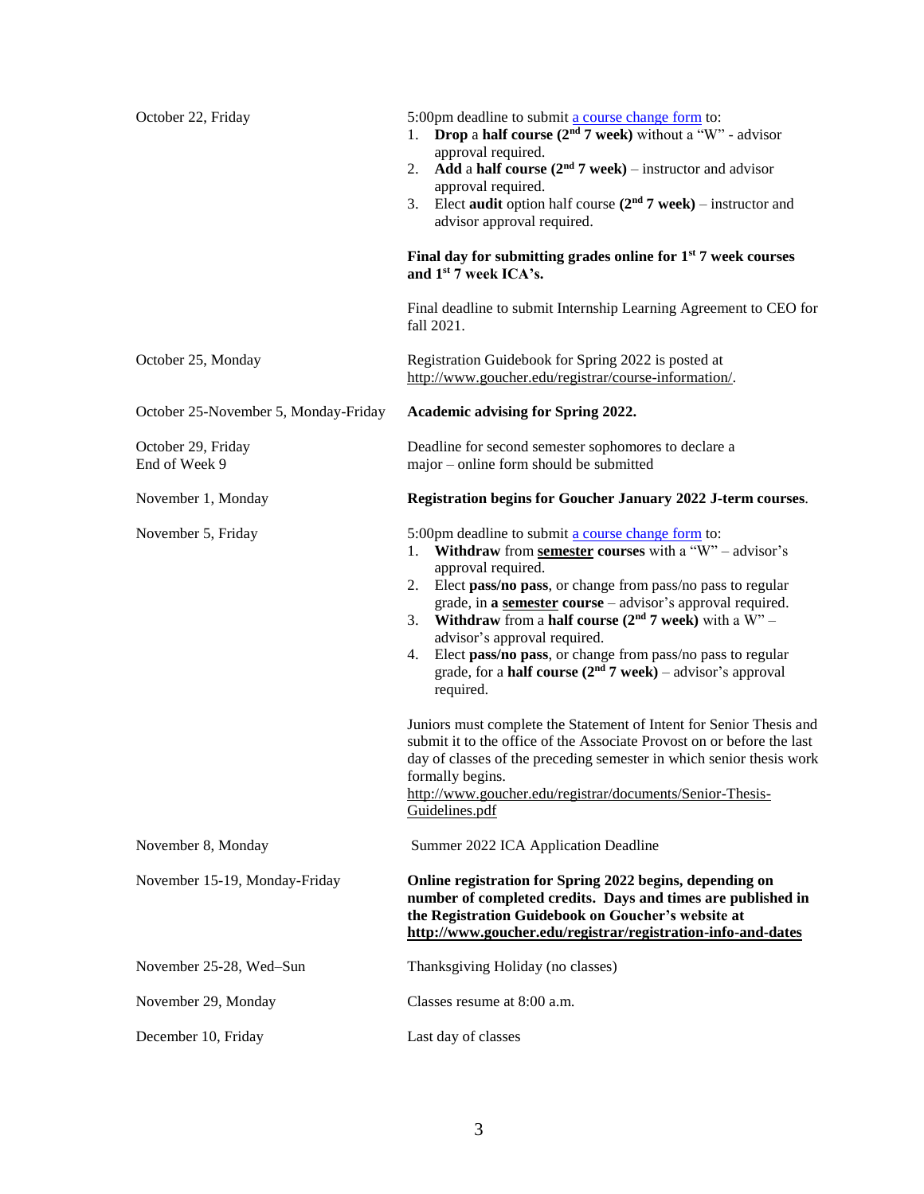| | |
|---|---|
| October 22, Friday | 5:00pm deadline to submit a course change form to:<br>1. **Drop** a **half course (2nd 7 week)** without a "W" - advisor approval required.<br>2. **Add** a **half course (2nd 7 week)** – instructor and advisor approval required.<br>3. Elect **audit** option half course **(2nd 7 week)** – instructor and advisor approval required.<br><br>**Final day for submitting grades online for 1st 7 week courses and 1st 7 week ICA's.**<br><br>Final deadline to submit Internship Learning Agreement to CEO for fall 2021. |
| October 25, Monday | Registration Guidebook for Spring 2022 is posted at http://www.goucher.edu/registrar/course-information/. |
| October 25-November 5, Monday-Friday | **Academic advising for Spring 2022.** |
| October 29, Friday<br>End of Week 9 | Deadline for second semester sophomores to declare a major – online form should be submitted |
| November 1, Monday | **Registration begins for Goucher January 2022 J-term courses**. |
| November 5, Friday | 5:00pm deadline to submit a course change form to:<br>1. **Withdraw** from **semester courses** with a "W" – advisor's approval required.<br>2. Elect **pass/no pass**, or change from pass/no pass to regular grade, in **a semester course** – advisor's approval required.<br>3. **Withdraw** from a **half course (2nd 7 week)** with a W" – advisor's approval required.<br>4. Elect **pass/no pass**, or change from pass/no pass to regular grade, for a **half course (2nd 7 week)** – advisor's approval required.<br><br>Juniors must complete the Statement of Intent for Senior Thesis and submit it to the office of the Associate Provost on or before the last day of classes of the preceding semester in which senior thesis work formally begins.<br>http://www.goucher.edu/registrar/documents/Senior-Thesis-Guidelines.pdf |
| November 8, Monday | Summer 2022 ICA Application Deadline |
| November 15-19, Monday-Friday | **Online registration for Spring 2022 begins, depending on number of completed credits. Days and times are published in the Registration Guidebook on Goucher's website at http://www.goucher.edu/registrar/registration-info-and-dates** |
| November 25-28, Wed–Sun | Thanksgiving Holiday (no classes) |
| November 29, Monday | Classes resume at 8:00 a.m. |
| December 10, Friday | Last day of classes |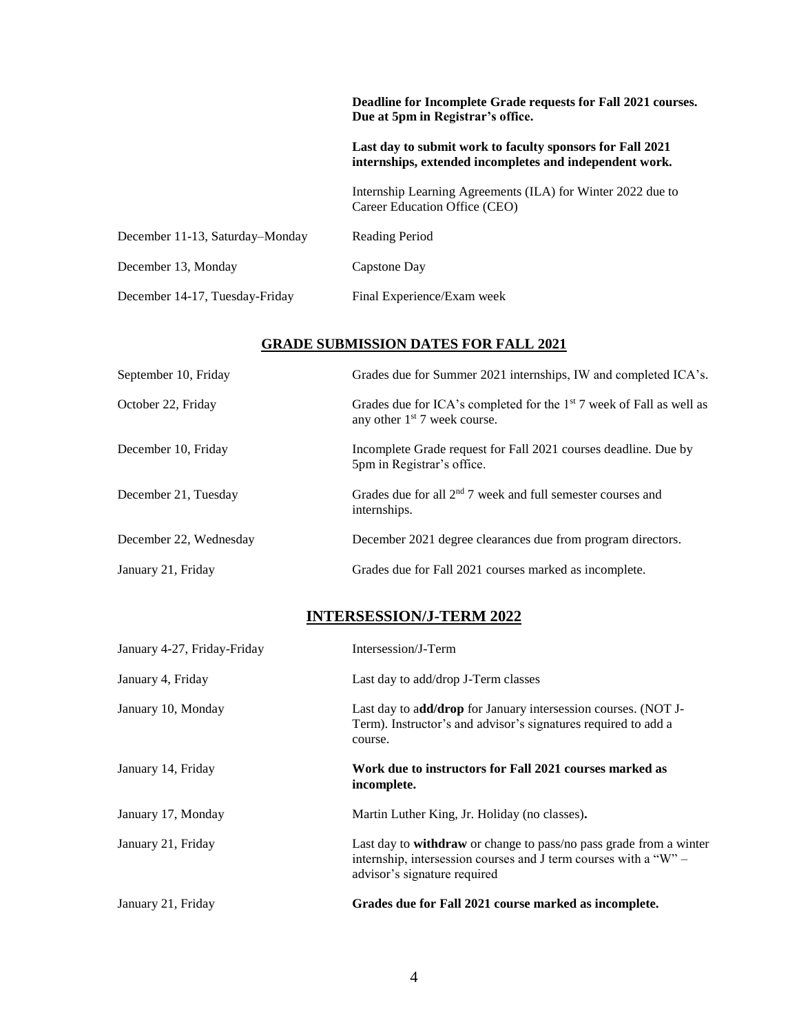| | |
|---|---|
| | **Deadline for Incomplete Grade requests for Fall 2021 courses. Due at 5pm in Registrar's office.** |
| | **Last day to submit work to faculty sponsors for Fall 2021 internships, extended incompletes and independent work.** |
| | Internship Learning Agreements (ILA) for Winter 2022 due to Career Education Office (CEO) |
| December 11-13, Saturday–Monday | Reading Period |
| December 13, Monday | Capstone Day |
| December 14-17, Tuesday-Friday | Final Experience/Exam week |

## GRADE SUBMISSION DATES FOR FALL 2021

| | |
|---|---|
| September 10, Friday | Grades due for Summer 2021 internships, IW and completed ICA's. |
| October 22, Friday | Grades due for ICA's completed for the 1st 7 week of Fall as well as any other 1st 7 week course. |
| December 10, Friday | Incomplete Grade request for Fall 2021 courses deadline. Due by 5pm in Registrar's office. |
| December 21, Tuesday | Grades due for all 2nd 7 week and full semester courses and internships. |
| December 22, Wednesday | December 2021 degree clearances due from program directors. |
| January 21, Friday | Grades due for Fall 2021 courses marked as incomplete. |

## INTERSESSION/J-TERM 2022

| | |
|---|---|
| January 4-27, Friday-Friday | Intersession/J-Term |
| January 4, Friday | Last day to add/drop J-Term classes |
| January 10, Monday | Last day to a**dd/drop** for January intersession courses. (NOT J-Term). Instructor's and advisor's signatures required to add a course. |
| January 14, Friday | **Work due to instructors for Fall 2021 courses marked as incomplete.** |
| January 17, Monday | Martin Luther King, Jr. Holiday (no classes). |
| January 21, Friday | Last day to **withdraw** or change to pass/no pass grade from a winter internship, intersession courses and J term courses with a "W" – advisor's signature required |
| January 21, Friday | **Grades due for Fall 2021 course marked as incomplete.** |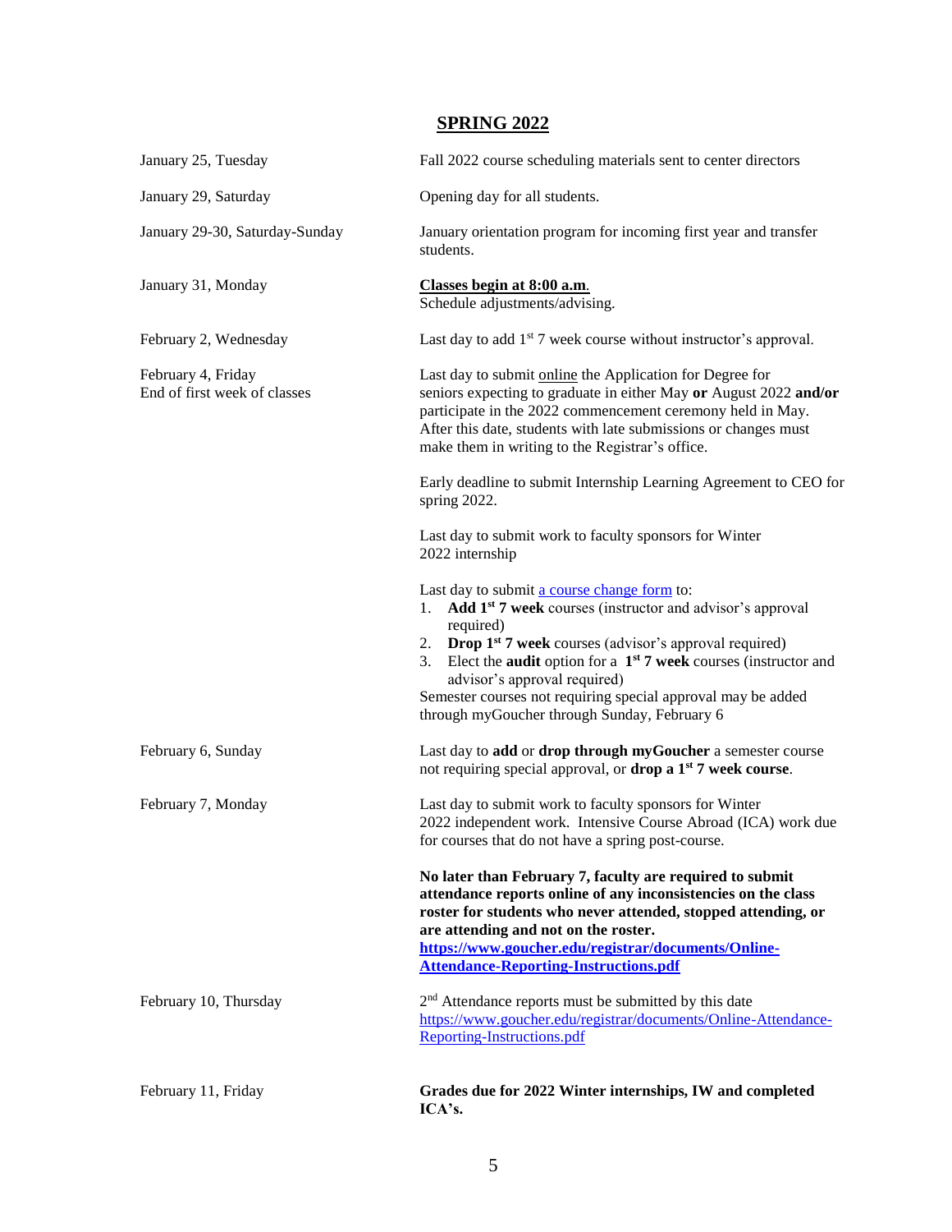## SPRING 2022

| Date | Event |
| --- | --- |
| January 25, Tuesday | Fall 2022 course scheduling materials sent to center directors |
| January 29, Saturday | Opening day for all students. |
| January 29-30, Saturday-Sunday | January orientation program for incoming first year and transfer students. |
| January 31, Monday | **Classes begin at 8:00 a.m.** Schedule adjustments/advising. |
| February 2, Wednesday | Last day to add 1st 7 week course without instructor's approval. |
| February 4, Friday<br>End of first week of classes | Last day to submit online the Application for Degree for seniors expecting to graduate in either May **or** August 2022 **and/or** participate in the 2022 commencement ceremony held in May. After this date, students with late submissions or changes must make them in writing to the Registrar's office.<br><br>Early deadline to submit Internship Learning Agreement to CEO for spring 2022.<br><br>Last day to submit work to faculty sponsors for Winter 2022 internship<br><br>Last day to submit [a course change form](a course change form) to:<br>1. **Add 1st 7 week** courses (instructor and advisor's approval required)<br>2. **Drop 1st 7 week** courses (advisor's approval required)<br>3. Elect the **audit** option for a **1st 7 week** courses (instructor and advisor's approval required)<br>Semester courses not requiring special approval may be added through myGoucher through Sunday, February 6 |
| February 6, Sunday | Last day to **add** or **drop through myGoucher** a semester course not requiring special approval, or **drop a 1st 7 week course**. |
| February 7, Monday | Last day to submit work to faculty sponsors for Winter 2022 independent work. Intensive Course Abroad (ICA) work due for courses that do not have a spring post-course.<br><br>**No later than February 7, faculty are required to submit attendance reports online of any inconsistencies on the class roster for students who never attended, stopped attending, or are attending and not on the roster.** **https://www.goucher.edu/registrar/documents/Online-Attendance-Reporting-Instructions.pdf** |
| February 10, Thursday | 2nd Attendance reports must be submitted by this date https://www.goucher.edu/registrar/documents/Online-Attendance-Reporting-Instructions.pdf |
| February 11, Friday | **Grades due for 2022 Winter internships, IW and completed ICA's.** |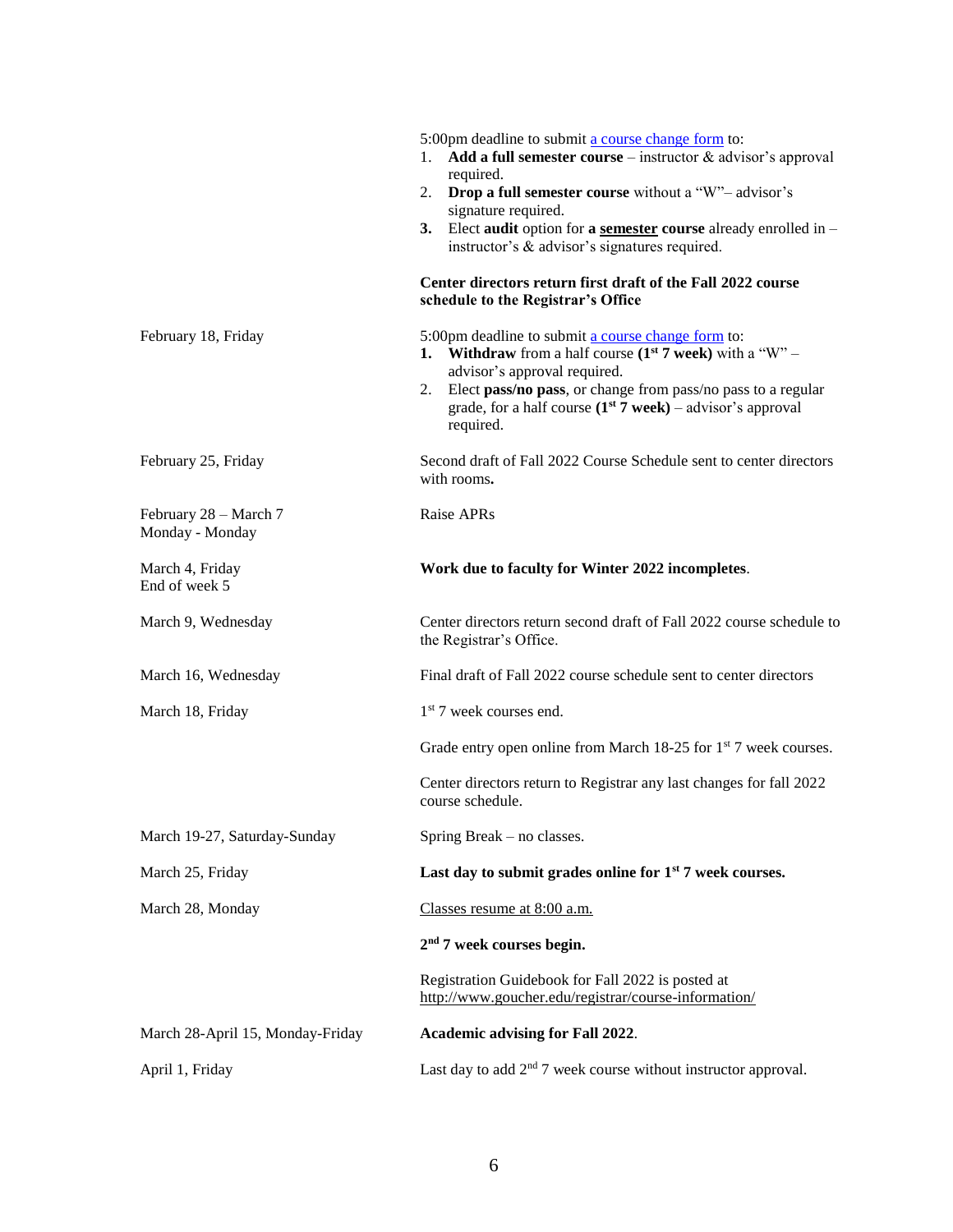| | |
|---|---|
| | 5:00pm deadline to submit [a course change form]() to:<br>1. **Add a full semester course** – instructor & advisor's approval required.<br>2. **Drop a full semester course** without a "W"– advisor's signature required.<br>**3.** Elect **audit** option for **a semester course** already enrolled in – instructor's & advisor's signatures required.<br><br>**Center directors return first draft of the Fall 2022 course schedule to the Registrar's Office** |
| February 18, Friday | 5:00pm deadline to submit [a course change form]() to:<br>**1. Withdraw** from a half course **(1st 7 week)** with a "W" – advisor's approval required.<br>2. Elect **pass/no pass**, or change from pass/no pass to a regular grade, for a half course **(1st 7 week)** – advisor's approval required. |
| February 25, Friday | Second draft of Fall 2022 Course Schedule sent to center directors with rooms**.** |
| February 28 – March 7<br>Monday - Monday | Raise APRs |
| March 4, Friday<br>End of week 5 | **Work due to faculty for Winter 2022 incompletes**. |
| March 9, Wednesday | Center directors return second draft of Fall 2022 course schedule to the Registrar's Office. |
| March 16, Wednesday | Final draft of Fall 2022 course schedule sent to center directors |
| March 18, Friday | 1st 7 week courses end.<br><br>Grade entry open online from March 18-25 for 1st 7 week courses.<br><br>Center directors return to Registrar any last changes for fall 2022 course schedule. |
| March 19-27, Saturday-Sunday | Spring Break – no classes. |
| March 25, Friday | **Last day to submit grades online for 1st 7 week courses.** |
| March 28, Monday | Classes resume at 8:00 a.m.<br><br>**2nd 7 week courses begin.**<br><br>Registration Guidebook for Fall 2022 is posted at http://www.goucher.edu/registrar/course-information/ |
| March 28-April 15, Monday-Friday | **Academic advising for Fall 2022**. |
| April 1, Friday | Last day to add 2nd 7 week course without instructor approval. |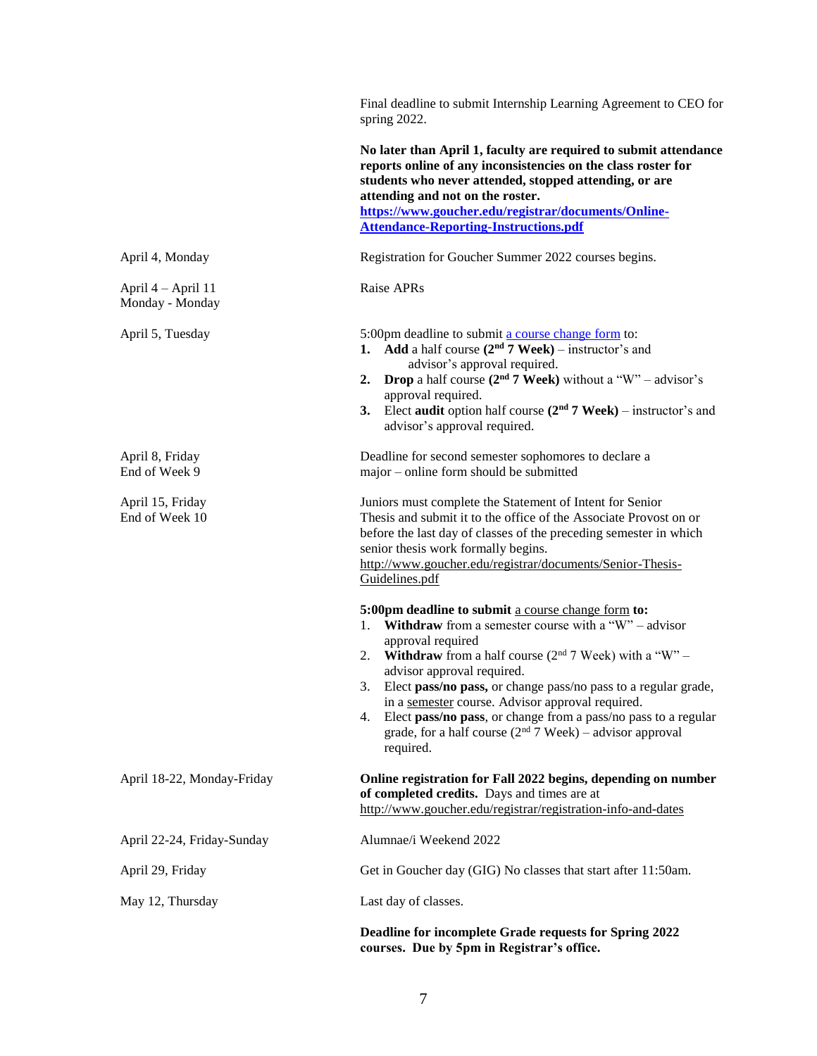| | |
|---|---|
| | Final deadline to submit Internship Learning Agreement to CEO for spring 2022. |
| | **No later than April 1, faculty are required to submit attendance reports online of any inconsistencies on the class roster for students who never attended, stopped attending, or are attending and not on the roster.** **[https://www.goucher.edu/registrar/documents/Online-Attendance-Reporting-Instructions.pdf](https://www.goucher.edu/registrar/documents/Online-Attendance-Reporting-Instructions.pdf)** |
| April 4, Monday | Registration for Goucher Summer 2022 courses begins. |
| April 4 – April 11<br>Monday - Monday | Raise APRs |
| April 5, Tuesday | 5:00pm deadline to submit a course change form to:<br>1. **Add** a half course **(2nd 7 Week)** – instructor's and advisor's approval required.<br>2. **Drop** a half course **(2nd 7 Week)** without a "W" – advisor's approval required.<br>3. Elect **audit** option half course **(2nd 7 Week)** – instructor's and advisor's approval required. |
| April 8, Friday<br>End of Week 9 | Deadline for second semester sophomores to declare a major – online form should be submitted |
| April 15, Friday<br>End of Week 10 | Juniors must complete the Statement of Intent for Senior Thesis and submit it to the office of the Associate Provost on or before the last day of classes of the preceding semester in which senior thesis work formally begins. http://www.goucher.edu/registrar/documents/Senior-Thesis-Guidelines.pdf<br><br>**5:00pm deadline to submit** a course change form **to:**<br>1. **Withdraw** from a semester course with a "W" – advisor approval required<br>2. **Withdraw** from a half course (2nd 7 Week) with a "W" – advisor approval required.<br>3. Elect **pass/no pass,** or change pass/no pass to a regular grade, in a semester course. Advisor approval required.<br>4. Elect **pass/no pass**, or change from a pass/no pass to a regular grade, for a half course (2nd 7 Week) – advisor approval required. |
| April 18-22, Monday-Friday | **Online registration for Fall 2022 begins, depending on number of completed credits.** Days and times are at http://www.goucher.edu/registrar/registration-info-and-dates |
| April 22-24, Friday-Sunday | Alumnae/i Weekend 2022 |
| April 29, Friday | Get in Goucher day (GIG) No classes that start after 11:50am. |
| May 12, Thursday | Last day of classes.<br><br>**Deadline for incomplete Grade requests for Spring 2022 courses. Due by 5pm in Registrar's office.** |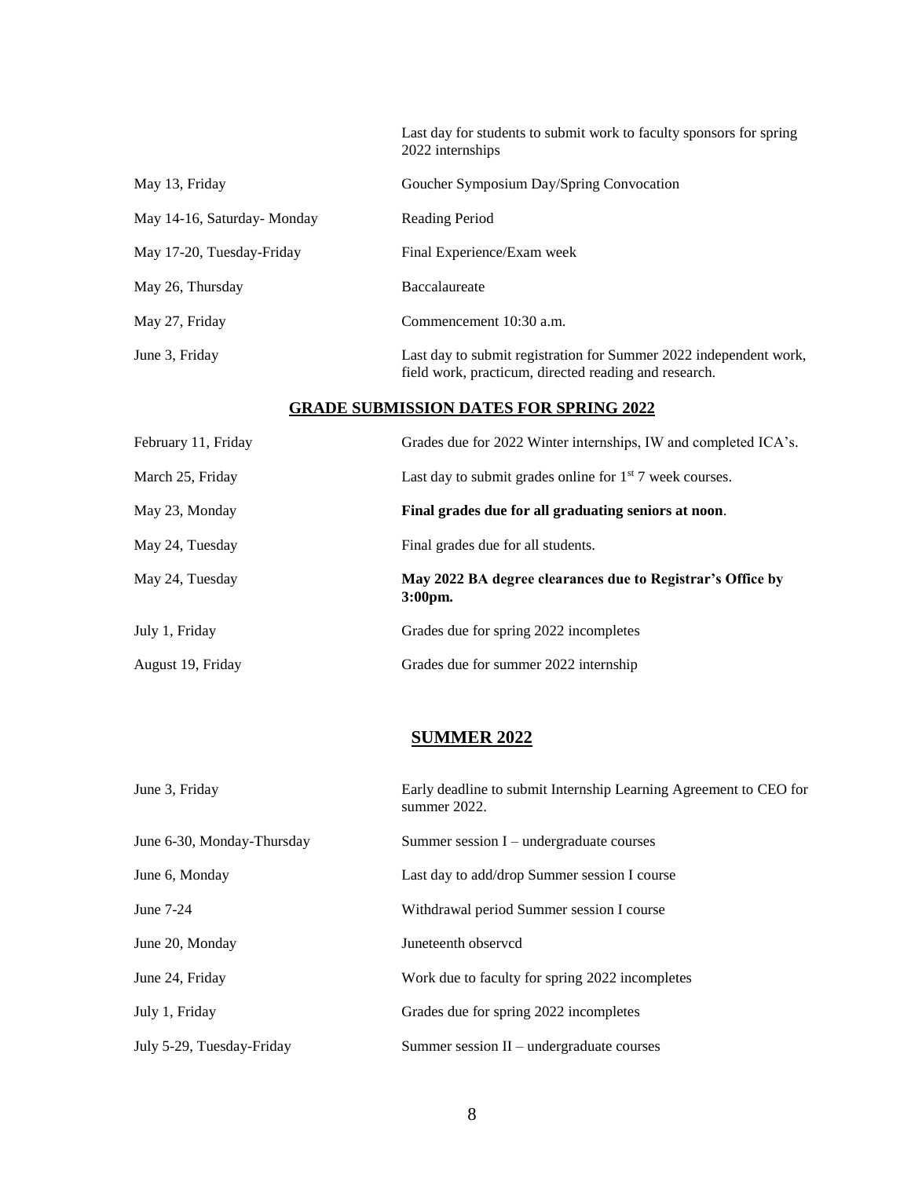| | |
|---|---|
| | Last day for students to submit work to faculty sponsors for spring 2022 internships |
| May 13, Friday | Goucher Symposium Day/Spring Convocation |
| May 14-16, Saturday- Monday | Reading Period |
| May 17-20, Tuesday-Friday | Final Experience/Exam week |
| May 26, Thursday | Baccalaureate |
| May 27, Friday | Commencement 10:30 a.m. |
| June 3, Friday | Last day to submit registration for Summer 2022 independent work, field work, practicum, directed reading and research. |

## GRADE SUBMISSION DATES FOR SPRING 2022

| | |
|---|---|
| February 11, Friday | Grades due for 2022 Winter internships, IW and completed ICA's. |
| March 25, Friday | Last day to submit grades online for 1st 7 week courses. |
| May 23, Monday | **Final grades due for all graduating seniors at noon**. |
| May 24, Tuesday | Final grades due for all students. |
| May 24, Tuesday | **May 2022 BA degree clearances due to Registrar's Office by 3:00pm.** |
| July 1, Friday | Grades due for spring 2022 incompletes |
| August 19, Friday | Grades due for summer 2022 internship |

## SUMMER 2022

| | |
|---|---|
| June 3, Friday | Early deadline to submit Internship Learning Agreement to CEO for summer 2022. |
| June 6-30, Monday-Thursday | Summer session I – undergraduate courses |
| June 6, Monday | Last day to add/drop Summer session I course |
| June 7-24 | Withdrawal period Summer session I course |
| June 20, Monday | Juneteenth observcd |
| June 24, Friday | Work due to faculty for spring 2022 incompletes |
| July 1, Friday | Grades due for spring 2022 incompletes |
| July 5-29, Tuesday-Friday | Summer session II – undergraduate courses |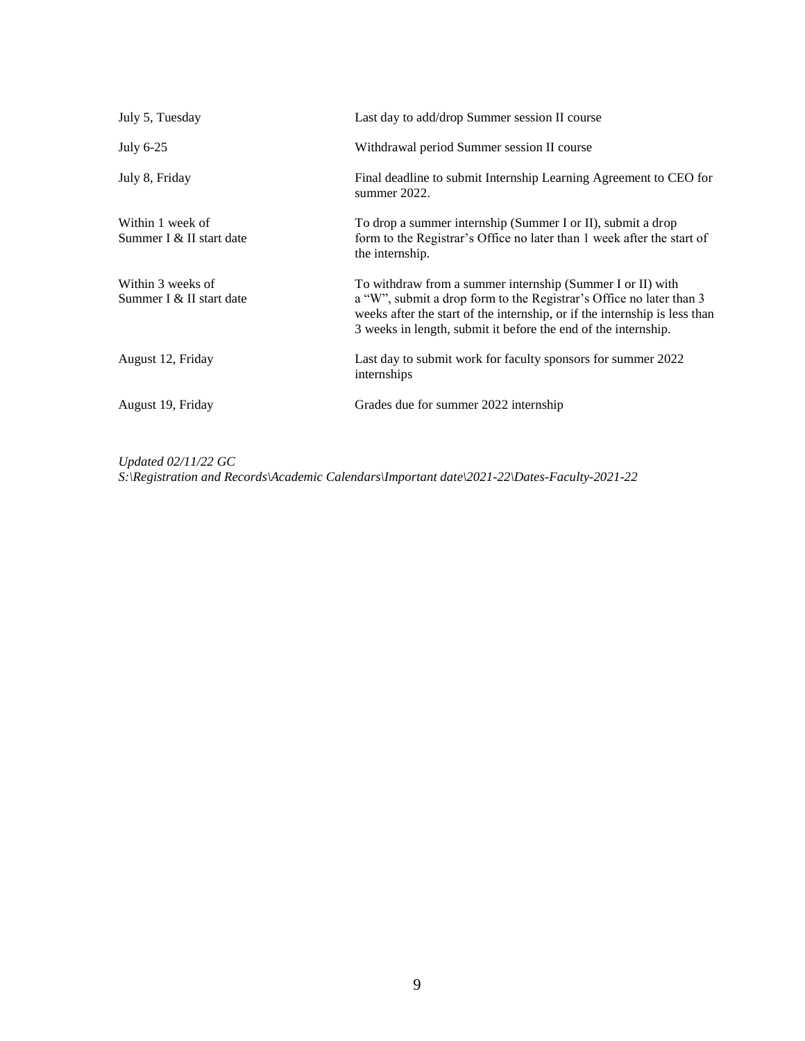| | |
|---|---|
| July 5, Tuesday | Last day to add/drop Summer session II course |
| July 6-25 | Withdrawal period Summer session II course |
| July 8, Friday | Final deadline to submit Internship Learning Agreement to CEO for summer 2022. |
| Within 1 week of Summer I & II start date | To drop a summer internship (Summer I or II), submit a drop form to the Registrar's Office no later than 1 week after the start of the internship. |
| Within 3 weeks of Summer I & II start date | To withdraw from a summer internship (Summer I or II) with a "W", submit a drop form to the Registrar's Office no later than 3 weeks after the start of the internship, or if the internship is less than 3 weeks in length, submit it before the end of the internship. |
| August 12, Friday | Last day to submit work for faculty sponsors for summer 2022 internships |
| August 19, Friday | Grades due for summer 2022 internship |

*Updated 02/11/22 GC*
*S:\Registration and Records\Academic Calendars\Important date\2021-22\Dates-Faculty-2021-22*